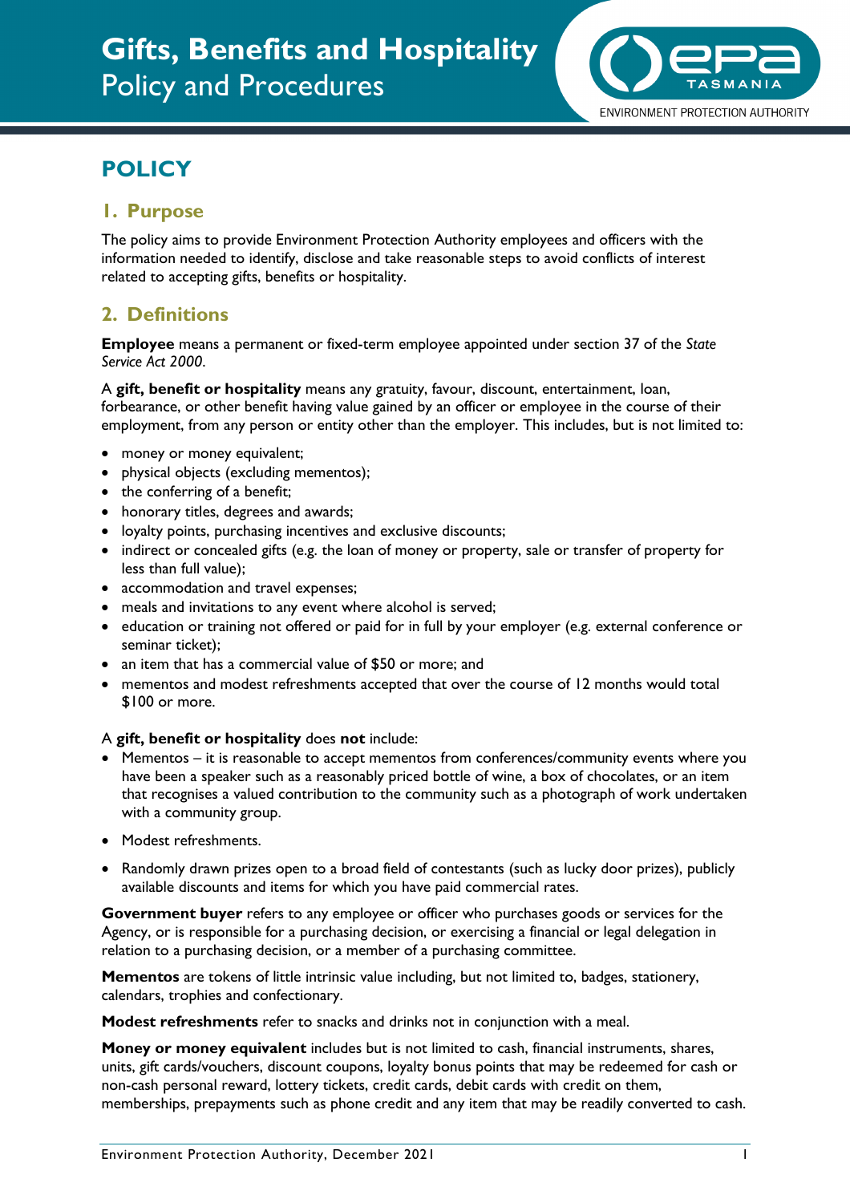# Gifts, Benefits and Hospitality
Policy and Procedures

ENVIRONMENT PROTECTION AUTHORITY

## POLICY

### 1. Purpose

The policy aims to provide Environment Protection Authority employees and officers with the information needed to identify, disclose and take reasonable steps to avoid conflicts of interest related to accepting gifts, benefits or hospitality.

### 2. Definitions

**Employee** means a permanent or fixed-term employee appointed under section 37 of the *State Service Act 2000*.

A **gift, benefit or hospitality** means any gratuity, favour, discount, entertainment, loan, forbearance, or other benefit having value gained by an officer or employee in the course of their employment, from any person or entity other than the employer. This includes, but is not limited to:

- money or money equivalent;
- physical objects (excluding mementos);
- the conferring of a benefit;
- honorary titles, degrees and awards;
- loyalty points, purchasing incentives and exclusive discounts;
- indirect or concealed gifts (e.g. the loan of money or property, sale or transfer of property for less than full value);
- accommodation and travel expenses;
- meals and invitations to any event where alcohol is served;
- education or training not offered or paid for in full by your employer (e.g. external conference or seminar ticket);
- an item that has a commercial value of $50 or more; and
- mementos and modest refreshments accepted that over the course of 12 months would total $100 or more.

A **gift, benefit or hospitality** does **not** include:

- Mementos – it is reasonable to accept mementos from conferences/community events where you have been a speaker such as a reasonably priced bottle of wine, a box of chocolates, or an item that recognises a valued contribution to the community such as a photograph of work undertaken with a community group.
- Modest refreshments.
- Randomly drawn prizes open to a broad field of contestants (such as lucky door prizes), publicly available discounts and items for which you have paid commercial rates.

**Government buyer** refers to any employee or officer who purchases goods or services for the Agency, or is responsible for a purchasing decision, or exercising a financial or legal delegation in relation to a purchasing decision, or a member of a purchasing committee.

**Mementos** are tokens of little intrinsic value including, but not limited to, badges, stationery, calendars, trophies and confectionary.

**Modest refreshments** refer to snacks and drinks not in conjunction with a meal.

**Money or money equivalent** includes but is not limited to cash, financial instruments, shares, units, gift cards/vouchers, discount coupons, loyalty bonus points that may be redeemed for cash or non-cash personal reward, lottery tickets, credit cards, debit cards with credit on them, memberships, prepayments such as phone credit and any item that may be readily converted to cash.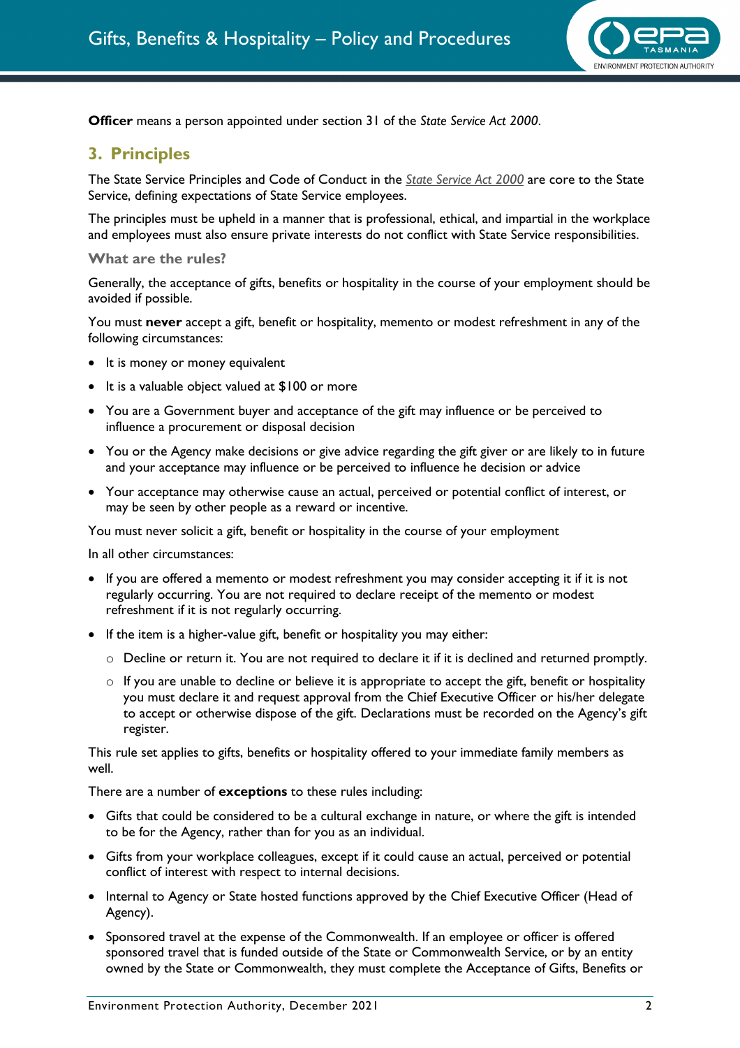**Officer** means a person appointed under section 31 of the *State Service Act 2000*.

## 3. Principles

The State Service Principles and Code of Conduct in the *State Service Act 2000* are core to the State Service, defining expectations of State Service employees.

The principles must be upheld in a manner that is professional, ethical, and impartial in the workplace and employees must also ensure private interests do not conflict with State Service responsibilities.

### What are the rules?

Generally, the acceptance of gifts, benefits or hospitality in the course of your employment should be avoided if possible.

You must **never** accept a gift, benefit or hospitality, memento or modest refreshment in any of the following circumstances:

- It is money or money equivalent
- It is a valuable object valued at $100 or more
- You are a Government buyer and acceptance of the gift may influence or be perceived to influence a procurement or disposal decision
- You or the Agency make decisions or give advice regarding the gift giver or are likely to in future and your acceptance may influence or be perceived to influence he decision or advice
- Your acceptance may otherwise cause an actual, perceived or potential conflict of interest, or may be seen by other people as a reward or incentive.

You must never solicit a gift, benefit or hospitality in the course of your employment

In all other circumstances:

- If you are offered a memento or modest refreshment you may consider accepting it if it is not regularly occurring. You are not required to declare receipt of the memento or modest refreshment if it is not regularly occurring.
- If the item is a higher-value gift, benefit or hospitality you may either:
  - Decline or return it. You are not required to declare it if it is declined and returned promptly.
  - If you are unable to decline or believe it is appropriate to accept the gift, benefit or hospitality you must declare it and request approval from the Chief Executive Officer or his/her delegate to accept or otherwise dispose of the gift. Declarations must be recorded on the Agency's gift register.

This rule set applies to gifts, benefits or hospitality offered to your immediate family members as well.

There are a number of **exceptions** to these rules including:

- Gifts that could be considered to be a cultural exchange in nature, or where the gift is intended to be for the Agency, rather than for you as an individual.
- Gifts from your workplace colleagues, except if it could cause an actual, perceived or potential conflict of interest with respect to internal decisions.
- Internal to Agency or State hosted functions approved by the Chief Executive Officer (Head of Agency).
- Sponsored travel at the expense of the Commonwealth. If an employee or officer is offered sponsored travel that is funded outside of the State or Commonwealth Service, or by an entity owned by the State or Commonwealth, they must complete the Acceptance of Gifts, Benefits or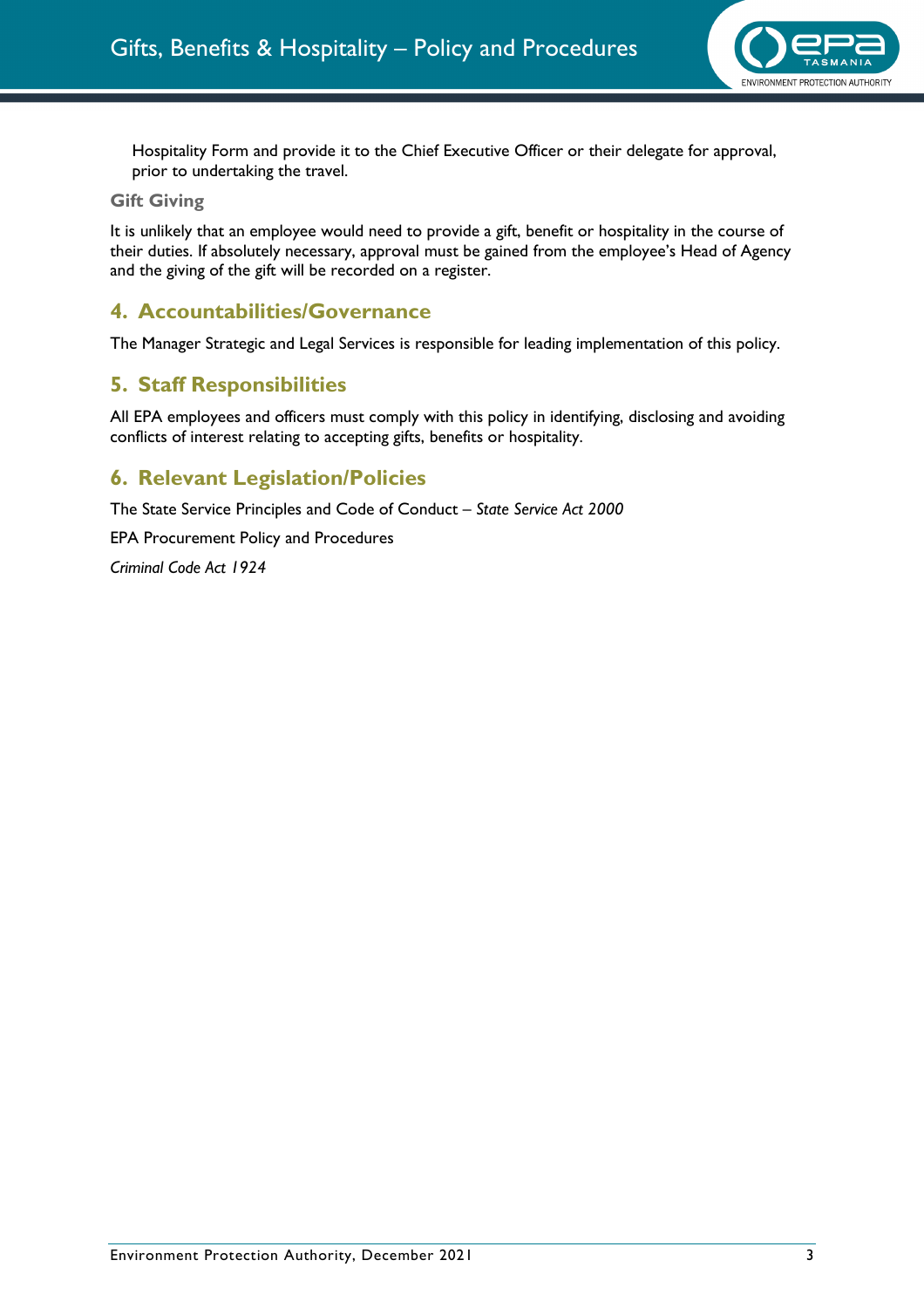Hospitality Form and provide it to the Chief Executive Officer or their delegate for approval, prior to undertaking the travel.

### Gift Giving

It is unlikely that an employee would need to provide a gift, benefit or hospitality in the course of their duties. If absolutely necessary, approval must be gained from the employee's Head of Agency and the giving of the gift will be recorded on a register.

## 4. Accountabilities/Governance

The Manager Strategic and Legal Services is responsible for leading implementation of this policy.

## 5. Staff Responsibilities

All EPA employees and officers must comply with this policy in identifying, disclosing and avoiding conflicts of interest relating to accepting gifts, benefits or hospitality.

## 6. Relevant Legislation/Policies

The State Service Principles and Code of Conduct – *State Service Act 2000*

EPA Procurement Policy and Procedures

*Criminal Code Act 1924*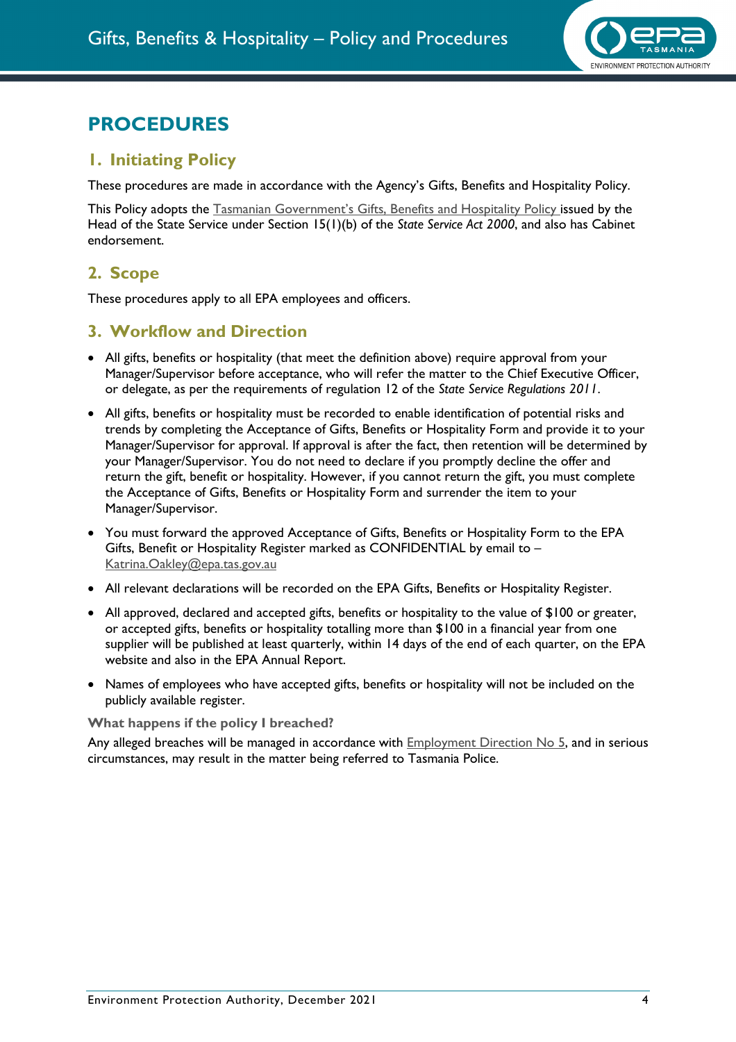# PROCEDURES

## 1. Initiating Policy

These procedures are made in accordance with the Agency's Gifts, Benefits and Hospitality Policy.

This Policy adopts the Tasmanian Government's Gifts, Benefits and Hospitality Policy issued by the Head of the State Service under Section 15(1)(b) of the *State Service Act 2000*, and also has Cabinet endorsement.

## 2. Scope

These procedures apply to all EPA employees and officers.

## 3. Workflow and Direction

- All gifts, benefits or hospitality (that meet the definition above) require approval from your Manager/Supervisor before acceptance, who will refer the matter to the Chief Executive Officer, or delegate, as per the requirements of regulation 12 of the *State Service Regulations 2011*.
- All gifts, benefits or hospitality must be recorded to enable identification of potential risks and trends by completing the Acceptance of Gifts, Benefits or Hospitality Form and provide it to your Manager/Supervisor for approval. If approval is after the fact, then retention will be determined by your Manager/Supervisor. You do not need to declare if you promptly decline the offer and return the gift, benefit or hospitality. However, if you cannot return the gift, you must complete the Acceptance of Gifts, Benefits or Hospitality Form and surrender the item to your Manager/Supervisor.
- You must forward the approved Acceptance of Gifts, Benefits or Hospitality Form to the EPA Gifts, Benefit or Hospitality Register marked as CONFIDENTIAL by email to – Katrina.Oakley@epa.tas.gov.au
- All relevant declarations will be recorded on the EPA Gifts, Benefits or Hospitality Register.
- All approved, declared and accepted gifts, benefits or hospitality to the value of $100 or greater, or accepted gifts, benefits or hospitality totalling more than $100 in a financial year from one supplier will be published at least quarterly, within 14 days of the end of each quarter, on the EPA website and also in the EPA Annual Report.
- Names of employees who have accepted gifts, benefits or hospitality will not be included on the publicly available register.

### What happens if the policy I breached?

Any alleged breaches will be managed in accordance with Employment Direction No 5, and in serious circumstances, may result in the matter being referred to Tasmania Police.